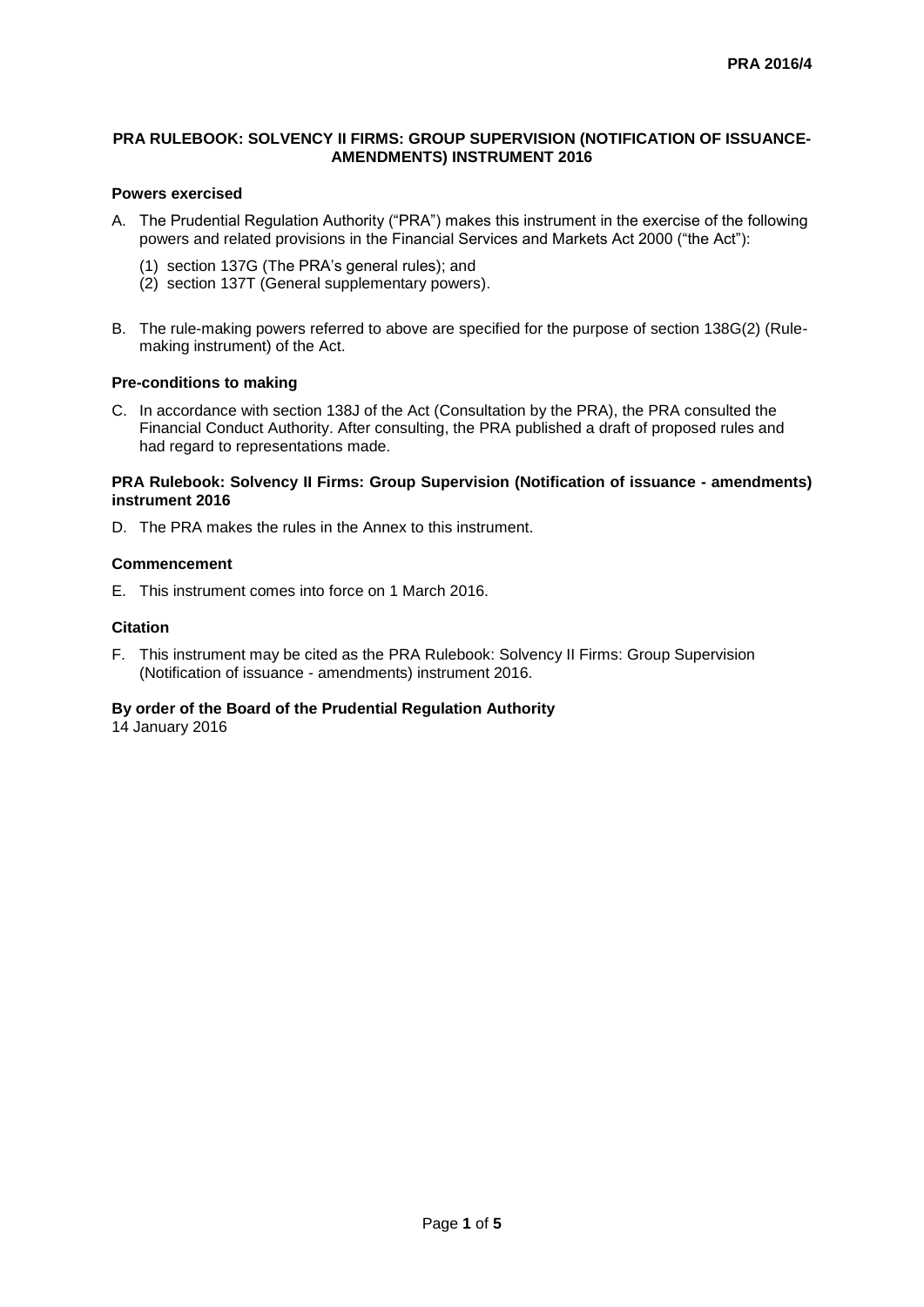**PRA 2016/4**

# PRA RULEBOOK: SOLVENCY II FIRMS: GROUP SUPERVISION (NOTIFICATION OF ISSUANCE-AMENDMENTS) INSTRUMENT 2016

## Powers exercised

A. The Prudential Regulation Authority ("PRA") makes this instrument in the exercise of the following powers and related provisions in the Financial Services and Markets Act 2000 ("the Act"):

(1) section 137G (The PRA's general rules); and
(2) section 137T (General supplementary powers).

B. The rule-making powers referred to above are specified for the purpose of section 138G(2) (Rule-making instrument) of the Act.

## Pre-conditions to making

C. In accordance with section 138J of the Act (Consultation by the PRA), the PRA consulted the Financial Conduct Authority. After consulting, the PRA published a draft of proposed rules and had regard to representations made.

## PRA Rulebook: Solvency II Firms: Group Supervision (Notification of issuance - amendments) instrument 2016

D. The PRA makes the rules in the Annex to this instrument.

## Commencement

E. This instrument comes into force on 1 March 2016.

## Citation

F. This instrument may be cited as the PRA Rulebook: Solvency II Firms: Group Supervision (Notification of issuance - amendments) instrument 2016.

**By order of the Board of the Prudential Regulation Authority**
14 January 2016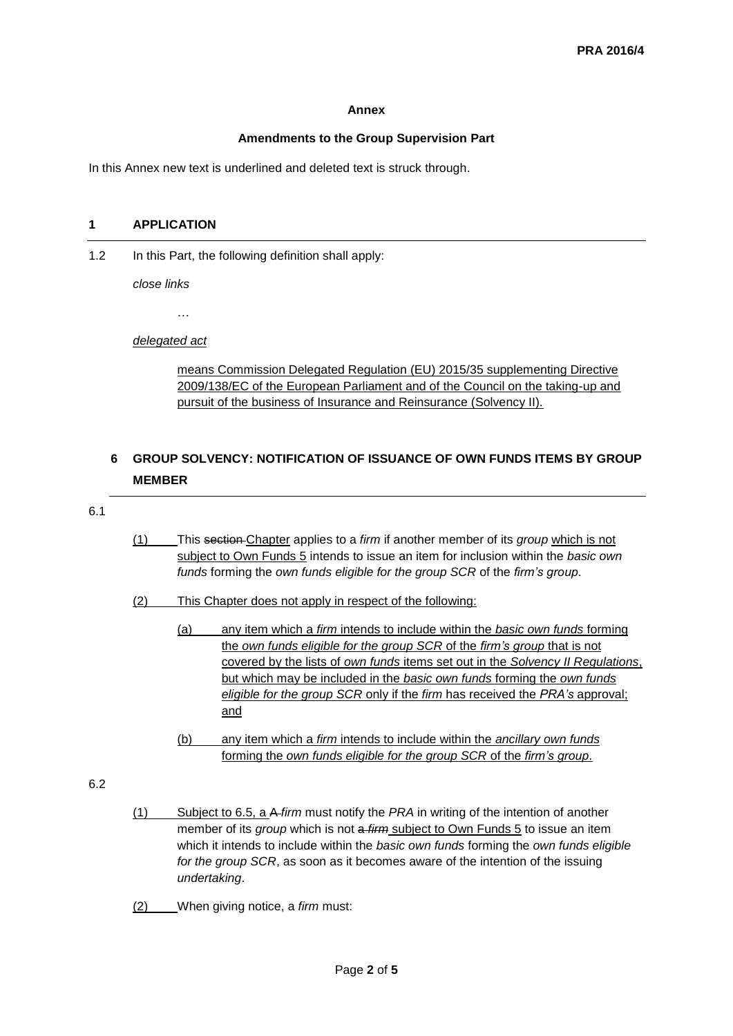**Annex**

**Amendments to the Group Supervision Part**

In this Annex new text is underlined and deleted text is struck through.

## 1 APPLICATION

1.2 In this Part, the following definition shall apply:

*close links*

…

<u>*delegated act*</u>

<u>means Commission Delegated Regulation (EU) 2015/35 supplementing Directive 2009/138/EC of the European Parliament and of the Council on the taking-up and pursuit of the business of Insurance and Reinsurance (Solvency II).</u>

## 6 GROUP SOLVENCY: NOTIFICATION OF ISSUANCE OF OWN FUNDS ITEMS BY GROUP MEMBER

6.1

<u>(1)</u> This ~~section~~ <u>Chapter</u> applies to a *firm* if another member of its *group* <u>which is not subject to Own Funds 5</u> intends to issue an item for inclusion within the *basic own funds* forming the *own funds eligible for the group SCR* of the *firm's group*.

<u>(2) This Chapter does not apply in respect of the following:</u>

<u>(a) any item which a *firm* intends to include within the *basic own funds* forming the *own funds eligible for the group SCR* of the *firm's group* that is not covered by the lists of *own funds* items set out in the *Solvency II Regulations*, but which may be included in the *basic own funds* forming the *own funds eligible for the group SCR* only if the *firm* has received the *PRA's* approval; and</u>

<u>(b) any item which a *firm* intends to include within the *ancillary own funds* forming the *own funds eligible for the group SCR* of the *firm's group*.</u>

6.2

<u>(1)</u> <u>Subject to 6.5, a</u> ~~A~~ *firm* must notify the *PRA* in writing of the intention of another member of its *group* which is not ~~a *firm*~~ <u>subject to Own Funds 5</u> to issue an item which it intends to include within the *basic own funds* forming the *own funds eligible for the group SCR*, as soon as it becomes aware of the intention of the issuing *undertaking*.

<u>(2)</u> When giving notice, a *firm* must: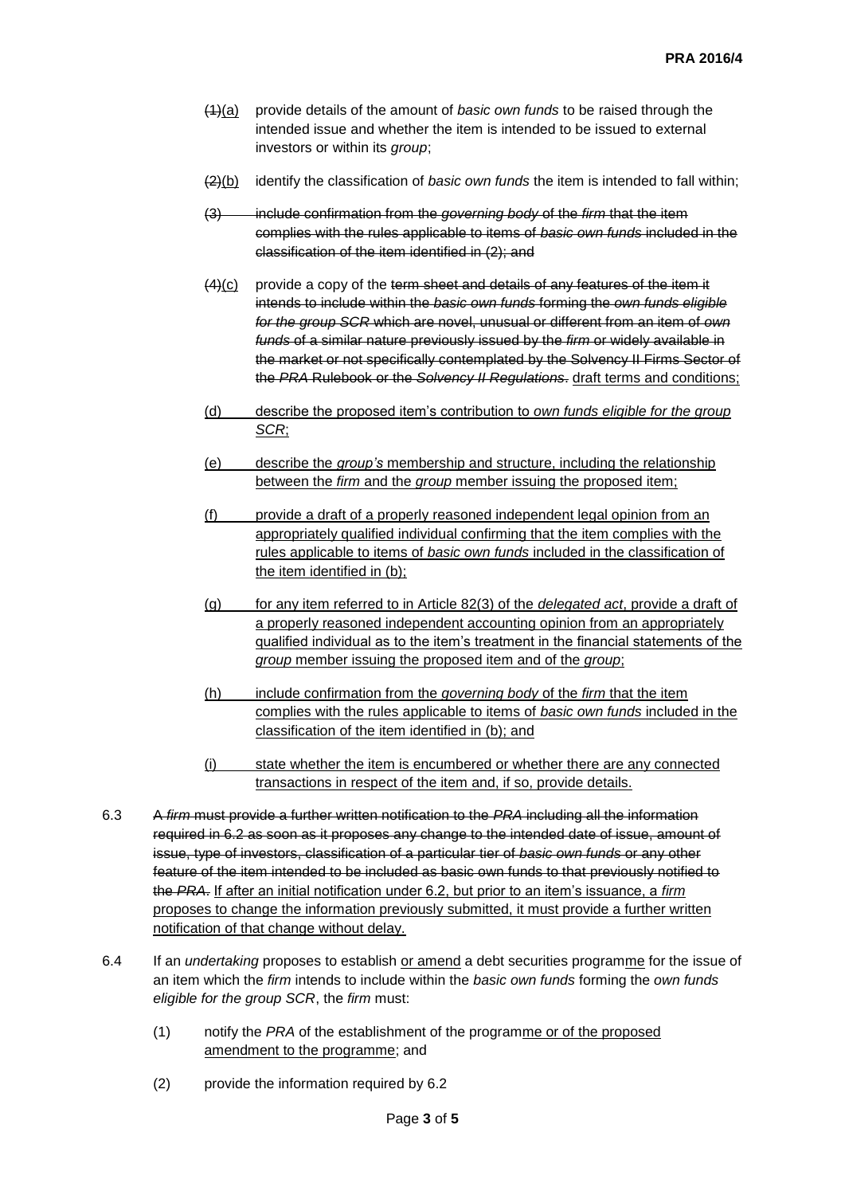~~(1)~~<u>(a)</u> provide details of the amount of *basic own funds* to be raised through the intended issue and whether the item is intended to be issued to external investors or within its *group*;

~~(2)~~<u>(b)</u> identify the classification of *basic own funds* the item is intended to fall within;

~~(3) include confirmation from the *governing body* of the *firm* that the item complies with the rules applicable to items of *basic own funds* included in the classification of the item identified in (2); and~~

~~(4)~~<u>(c)</u> provide a copy of the ~~term sheet and details of any features of the item it intends to include within the *basic own funds* forming the *own funds eligible for the group SCR* which are novel, unusual or different from an item of *own funds* of a similar nature previously issued by the *firm* or widely available in the market or not specifically contemplated by the Solvency II Firms Sector of the *PRA* Rulebook or the *Solvency II Regulations*.~~ <u>draft terms and conditions;</u>

<u>(d) describe the proposed item's contribution to *own funds eligible for the group SCR*;</u>

<u>(e) describe the *group's* membership and structure, including the relationship between the *firm* and the *group* member issuing the proposed item;</u>

<u>(f) provide a draft of a properly reasoned independent legal opinion from an appropriately qualified individual confirming that the item complies with the rules applicable to items of *basic own funds* included in the classification of the item identified in (b);</u>

<u>(g) for any item referred to in Article 82(3) of the *delegated act*, provide a draft of a properly reasoned independent accounting opinion from an appropriately qualified individual as to the item's treatment in the financial statements of the *group* member issuing the proposed item and of the *group*;</u>

<u>(h) include confirmation from the *governing body* of the *firm* that the item complies with the rules applicable to items of *basic own funds* included in the classification of the item identified in (b); and</u>

<u>(i) state whether the item is encumbered or whether there are any connected transactions in respect of the item and, if so, provide details.</u>

6.3 ~~A *firm* must provide a further written notification to the *PRA* including all the information required in 6.2 as soon as it proposes any change to the intended date of issue, amount of issue, type of investors, classification of a particular tier of *basic own funds* or any other feature of the item intended to be included as basic own funds to that previously notified to the *PRA*.~~ <u>If after an initial notification under 6.2, but prior to an item's issuance, a *firm* proposes to change the information previously submitted, it must provide a further written notification of that change without delay.</u>

6.4 If an *undertaking* proposes to establish <u>or amend</u> a debt securities program<u>me</u> for the issue of an item which the *firm* intends to include within the *basic own funds* forming the *own funds eligible for the group SCR*, the *firm* must:

(1) notify the *PRA* of the establishment of the program<u>me or of the proposed amendment to the programme</u>; and

(2) provide the information required by 6.2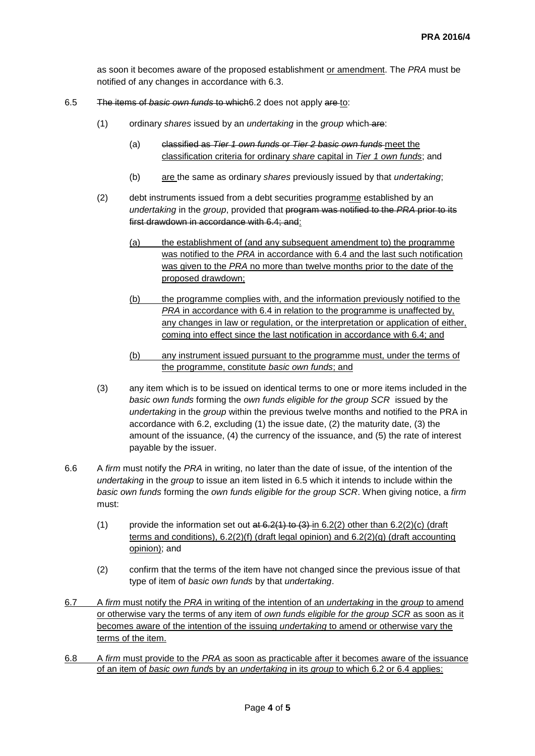as soon it becomes aware of the proposed establishment <u>or amendment</u>. The *PRA* must be notified of any changes in accordance with 6.3.

6.5 ~~The items of *basic own funds* to which~~6.2 does not apply ~~are~~ <u>to</u>:

(1) ordinary *shares* issued by an *undertaking* in the *group* which ~~are~~:

(a) ~~classified as *Tier 1 own funds* or *Tier 2 basic own funds*~~ <u>meet the classification criteria for ordinary *share* capital in *Tier 1 own funds*</u>; and

(b) <u>are</u> the same as ordinary *shares* previously issued by that *undertaking*;

(2) debt instruments issued from a debt securities program<u>me</u> established by an *undertaking* in the *group*, provided that ~~program was notified to the *PRA* prior to its first drawdown in accordance with 6.4; and~~<u>:</u>

<u>(a) the establishment of (and any subsequent amendment to) the programme was notified to the *PRA* in accordance with 6.4 and the last such notification was given to the *PRA* no more than twelve months prior to the date of the proposed drawdown;</u>

<u>(b) the programme complies with, and the information previously notified to the *PRA* in accordance with 6.4 in relation to the programme is unaffected by, any changes in law or regulation, or the interpretation or application of either, coming into effect since the last notification in accordance with 6.4; and</u>

<u>(b) any instrument issued pursuant to the programme must, under the terms of the programme, constitute *basic own funds*; and</u>

(3) any item which is to be issued on identical terms to one or more items included in the *basic own funds* forming the *own funds eligible for the group SCR* issued by the *undertaking* in the *group* within the previous twelve months and notified to the PRA in accordance with 6.2, excluding (1) the issue date, (2) the maturity date, (3) the amount of the issuance, (4) the currency of the issuance, and (5) the rate of interest payable by the issuer.

6.6 A *firm* must notify the *PRA* in writing, no later than the date of issue, of the intention of the *undertaking* in the *group* to issue an item listed in 6.5 which it intends to include within the *basic own funds* forming the *own funds eligible for the group SCR*. When giving notice, a *firm* must:

(1) provide the information set out ~~at 6.2(1) to (3)~~ <u>in 6.2(2) other than 6.2(2)(c) (draft terms and conditions), 6.2(2)(f) (draft legal opinion) and 6.2(2)(g) (draft accounting opinion)</u>; and

(2) confirm that the terms of the item have not changed since the previous issue of that type of item of *basic own funds* by that *undertaking*.

<u>6.7 A *firm* must notify the *PRA* in writing of the intention of an *undertaking* in the *group* to amend or otherwise vary the terms of any item of *own funds eligible for the group SCR* as soon as it becomes aware of the intention of the issuing *undertaking* to amend or otherwise vary the terms of the item.</u>

<u>6.8 A *firm* must provide to the *PRA* as soon as practicable after it becomes aware of the issuance of an item of *basic own funds* by an *undertaking* in its *group* to which 6.2 or 6.4 applies:</u>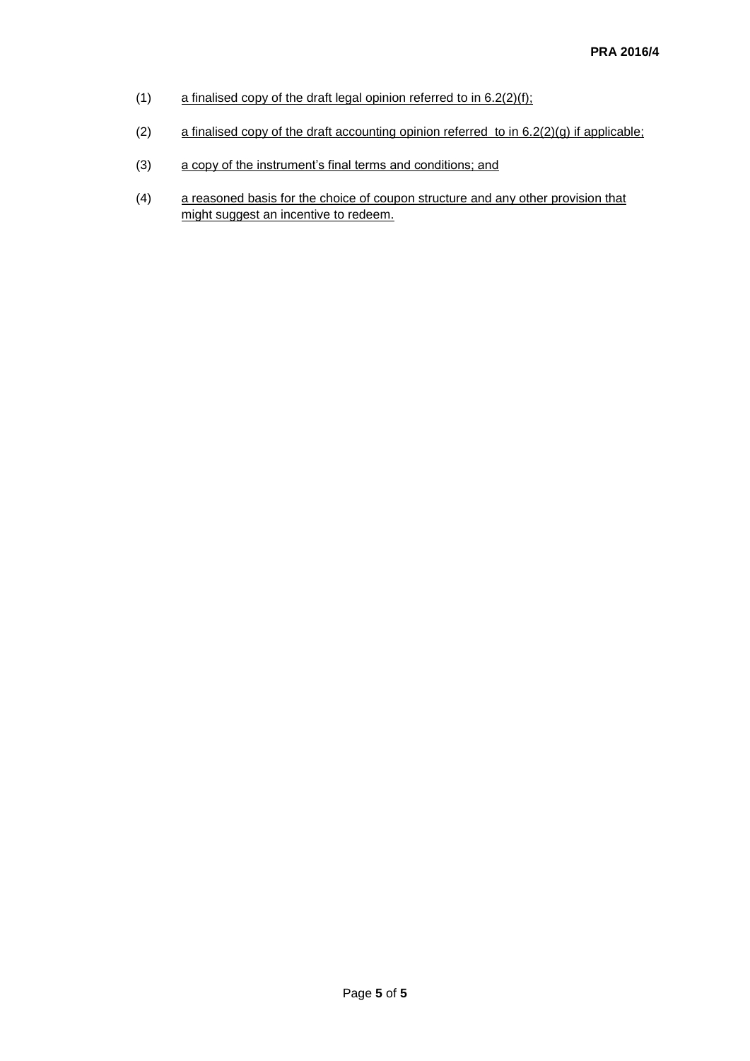(1) a finalised copy of the draft legal opinion referred to in 6.2(2)(f);

(2) a finalised copy of the draft accounting opinion referred to in 6.2(2)(g) if applicable;

(3) a copy of the instrument's final terms and conditions; and

(4) a reasoned basis for the choice of coupon structure and any other provision that might suggest an incentive to redeem.